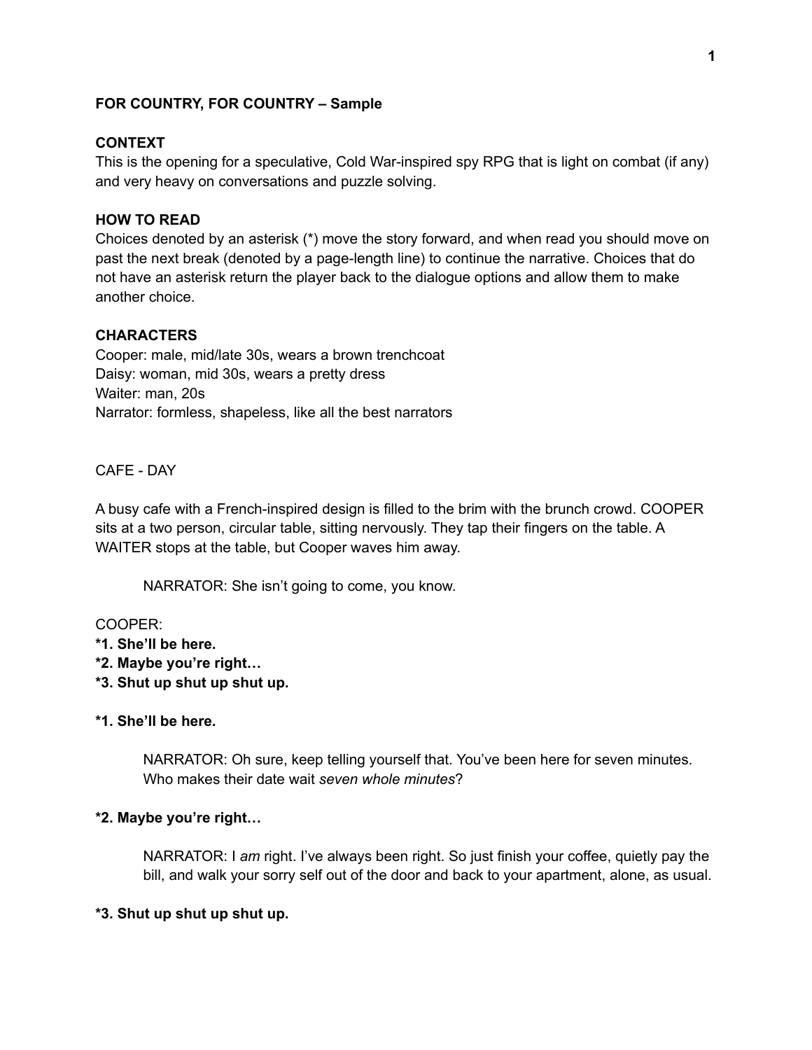**FOR COUNTRY, FOR COUNTRY – Sample**

**CONTEXT**

This is the opening for a speculative, Cold War-inspired spy RPG that is light on combat (if any) and very heavy on conversations and puzzle solving.

**HOW TO READ**

Choices denoted by an asterisk (*) move the story forward, and when read you should move on past the next break (denoted by a page-length line) to continue the narrative. Choices that do not have an asterisk return the player back to the dialogue options and allow them to make another choice.

**CHARACTERS**

Cooper: male, mid/late 30s, wears a brown trenchcoat
Daisy: woman, mid 30s, wears a pretty dress
Waiter: man, 20s
Narrator: formless, shapeless, like all the best narrators

CAFE - DAY

A busy cafe with a French-inspired design is filled to the brim with the brunch crowd. COOPER sits at a two person, circular table, sitting nervously. They tap their fingers on the table. A WAITER stops at the table, but Cooper waves him away.

> NARRATOR: She isn't going to come, you know.

COOPER:
**\*1. She'll be here.**
**\*2. Maybe you're right…**
**\*3. Shut up shut up shut up.**

**\*1. She'll be here.**

> NARRATOR: Oh sure, keep telling yourself that. You've been here for seven minutes. Who makes their date wait *seven whole minutes*?

**\*2. Maybe you're right…**

> NARRATOR: I *am* right. I've always been right. So just finish your coffee, quietly pay the bill, and walk your sorry self out of the door and back to your apartment, alone, as usual.

**\*3. Shut up shut up shut up.**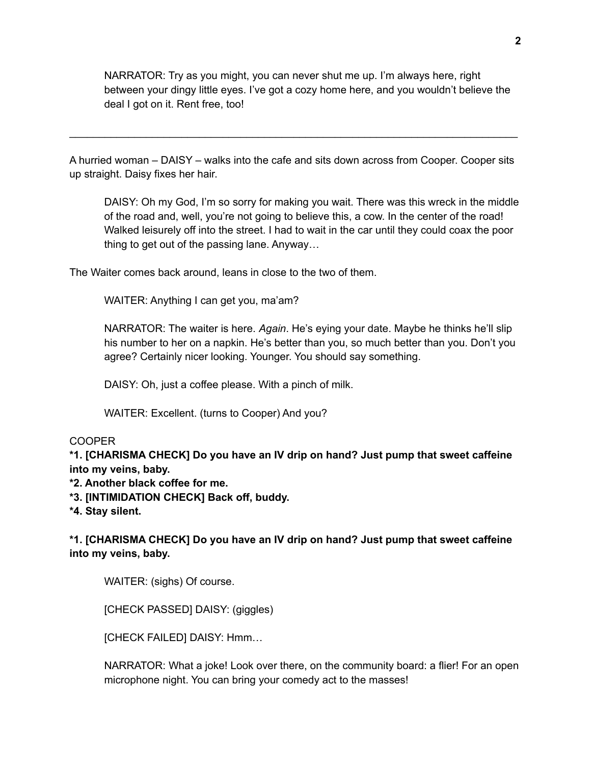NARRATOR: Try as you might, you can never shut me up. I'm always here, right between your dingy little eyes. I've got a cozy home here, and you wouldn't believe the deal I got on it. Rent free, too!

---

A hurried woman – DAISY – walks into the cafe and sits down across from Cooper. Cooper sits up straight. Daisy fixes her hair.

DAISY: Oh my God, I'm so sorry for making you wait. There was this wreck in the middle of the road and, well, you're not going to believe this, a cow. In the center of the road! Walked leisurely off into the street. I had to wait in the car until they could coax the poor thing to get out of the passing lane. Anyway…

The Waiter comes back around, leans in close to the two of them.

WAITER: Anything I can get you, ma'am?

NARRATOR: The waiter is here. *Again*. He's eying your date. Maybe he thinks he'll slip his number to her on a napkin. He's better than you, so much better than you. Don't you agree? Certainly nicer looking. Younger. You should say something.

DAISY: Oh, just a coffee please. With a pinch of milk.

WAITER: Excellent. (turns to Cooper) And you?

COOPER

**\*1. [CHARISMA CHECK] Do you have an IV drip on hand? Just pump that sweet caffeine into my veins, baby.**
**\*2. Another black coffee for me.**
**\*3. [INTIMIDATION CHECK] Back off, buddy.**
**\*4. Stay silent.**

**\*1. [CHARISMA CHECK] Do you have an IV drip on hand? Just pump that sweet caffeine into my veins, baby.**

WAITER: (sighs) Of course.

[CHECK PASSED] DAISY: (giggles)

[CHECK FAILED] DAISY: Hmm…

NARRATOR: What a joke! Look over there, on the community board: a flier! For an open microphone night. You can bring your comedy act to the masses!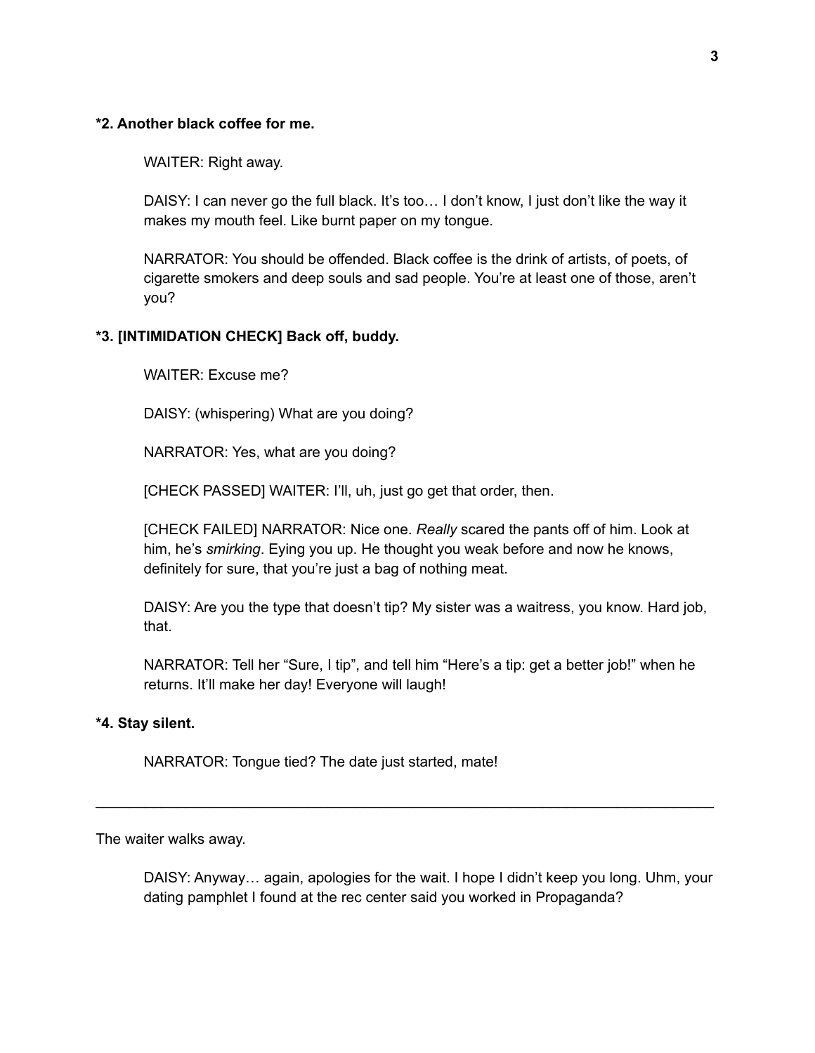**\*2. Another black coffee for me.**

WAITER: Right away.

DAISY: I can never go the full black. It's too… I don't know, I just don't like the way it makes my mouth feel. Like burnt paper on my tongue.

NARRATOR: You should be offended. Black coffee is the drink of artists, of poets, of cigarette smokers and deep souls and sad people. You're at least one of those, aren't you?

**\*3. [INTIMIDATION CHECK] Back off, buddy.**

WAITER: Excuse me?

DAISY: (whispering) What are you doing?

NARRATOR: Yes, what are you doing?

[CHECK PASSED] WAITER: I'll, uh, just go get that order, then.

[CHECK FAILED] NARRATOR: Nice one. *Really* scared the pants off of him. Look at him, he's *smirking*. Eying you up. He thought you weak before and now he knows, definitely for sure, that you're just a bag of nothing meat.

DAISY: Are you the type that doesn't tip? My sister was a waitress, you know. Hard job, that.

NARRATOR: Tell her "Sure, I tip", and tell him "Here's a tip: get a better job!" when he returns. It'll make her day! Everyone will laugh!

**\*4. Stay silent.**

NARRATOR: Tongue tied? The date just started, mate!

---

The waiter walks away.

DAISY: Anyway… again, apologies for the wait. I hope I didn't keep you long. Uhm, your dating pamphlet I found at the rec center said you worked in Propaganda?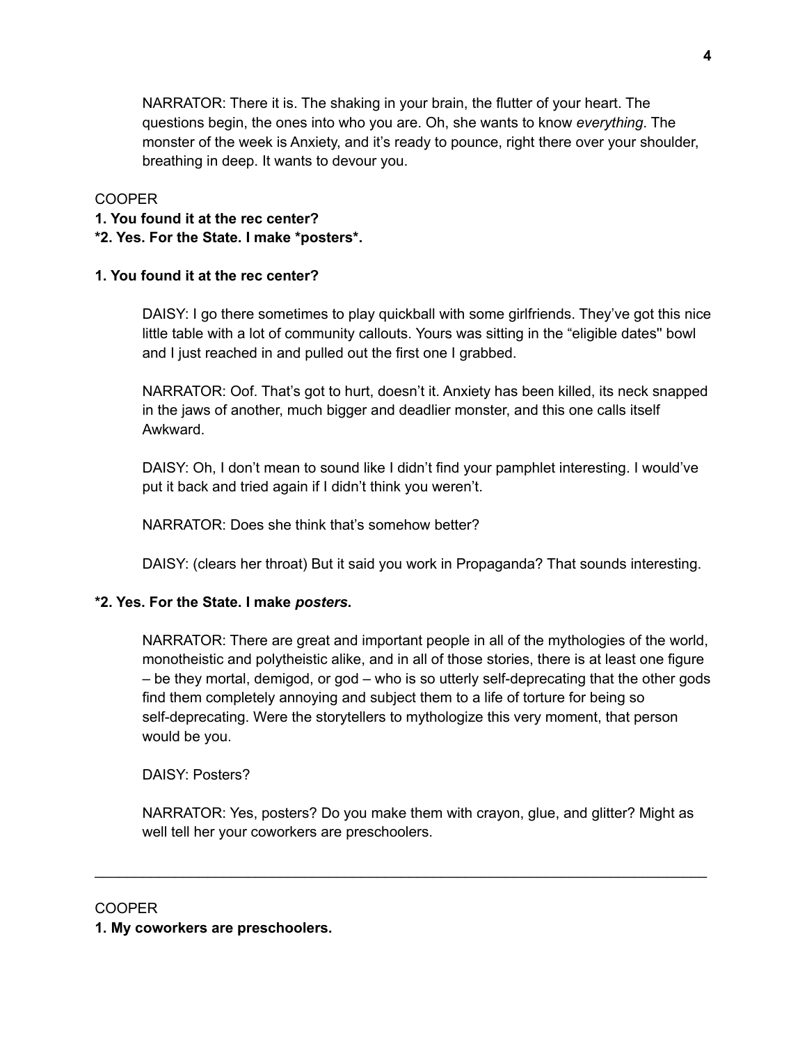NARRATOR: There it is. The shaking in your brain, the flutter of your heart. The questions begin, the ones into who you are. Oh, she wants to know *everything*. The monster of the week is Anxiety, and it's ready to pounce, right there over your shoulder, breathing in deep. It wants to devour you.

COOPER

**1. You found it at the rec center?**
**\*2. Yes. For the State. I make \*posters\*.**

**1. You found it at the rec center?**

DAISY: I go there sometimes to play quickball with some girlfriends. They've got this nice little table with a lot of community callouts. Yours was sitting in the "eligible dates'' bowl and I just reached in and pulled out the first one I grabbed.

NARRATOR: Oof. That's got to hurt, doesn't it. Anxiety has been killed, its neck snapped in the jaws of another, much bigger and deadlier monster, and this one calls itself Awkward.

DAISY: Oh, I don't mean to sound like I didn't find your pamphlet interesting. I would've put it back and tried again if I didn't think you weren't.

NARRATOR: Does she think that's somehow better?

DAISY: (clears her throat) But it said you work in Propaganda? That sounds interesting.

**\*2. Yes. For the State. I make *posters*.**

NARRATOR: There are great and important people in all of the mythologies of the world, monotheistic and polytheistic alike, and in all of those stories, there is at least one figure – be they mortal, demigod, or god – who is so utterly self-deprecating that the other gods find them completely annoying and subject them to a life of torture for being so self-deprecating. Were the storytellers to mythologize this very moment, that person would be you.

DAISY: Posters?

NARRATOR: Yes, posters? Do you make them with crayon, glue, and glitter? Might as well tell her your coworkers are preschoolers.

---

COOPER

**1. My coworkers are preschoolers.**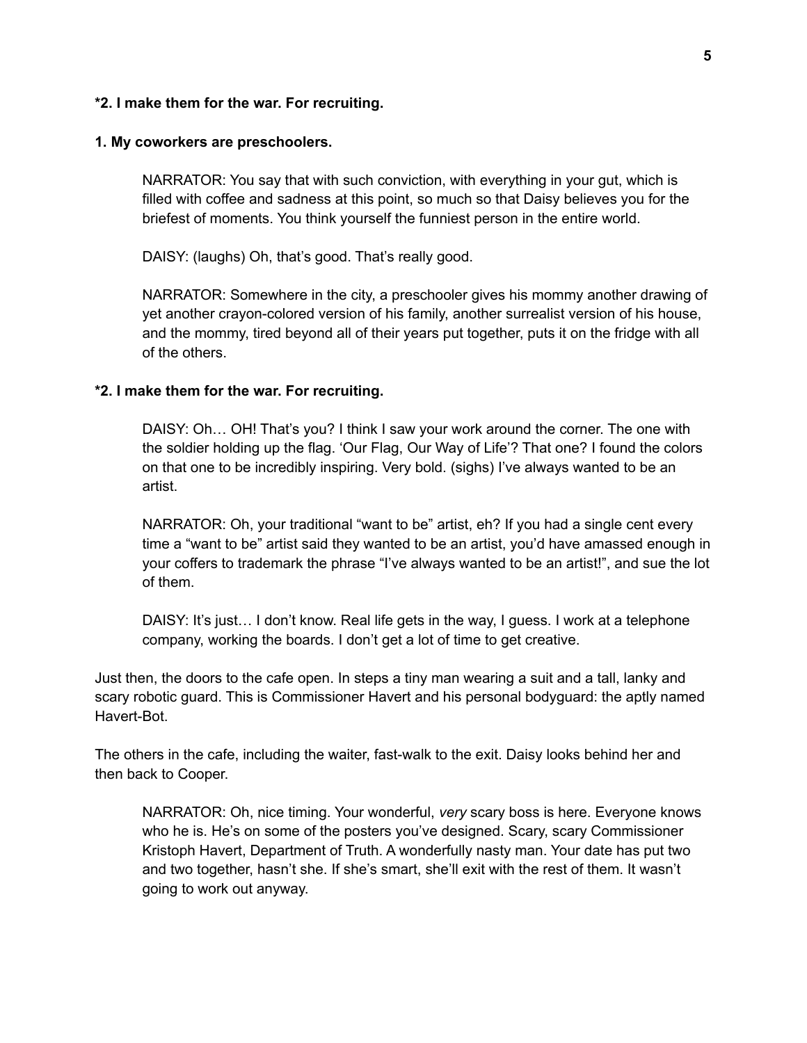**\*2. I make them for the war. For recruiting.**

**1. My coworkers are preschoolers.**

> NARRATOR: You say that with such conviction, with everything in your gut, which is filled with coffee and sadness at this point, so much so that Daisy believes you for the briefest of moments. You think yourself the funniest person in the entire world.
>
> DAISY: (laughs) Oh, that's good. That's really good.
>
> NARRATOR: Somewhere in the city, a preschooler gives his mommy another drawing of yet another crayon-colored version of his family, another surrealist version of his house, and the mommy, tired beyond all of their years put together, puts it on the fridge with all of the others.

**\*2. I make them for the war. For recruiting.**

> DAISY: Oh… OH! That's you? I think I saw your work around the corner. The one with the soldier holding up the flag. 'Our Flag, Our Way of Life'? That one? I found the colors on that one to be incredibly inspiring. Very bold. (sighs) I've always wanted to be an artist.
>
> NARRATOR: Oh, your traditional "want to be" artist, eh? If you had a single cent every time a "want to be" artist said they wanted to be an artist, you'd have amassed enough in your coffers to trademark the phrase "I've always wanted to be an artist!", and sue the lot of them.
>
> DAISY: It's just… I don't know. Real life gets in the way, I guess. I work at a telephone company, working the boards. I don't get a lot of time to get creative.

Just then, the doors to the cafe open. In steps a tiny man wearing a suit and a tall, lanky and scary robotic guard. This is Commissioner Havert and his personal bodyguard: the aptly named Havert-Bot.

The others in the cafe, including the waiter, fast-walk to the exit. Daisy looks behind her and then back to Cooper.

> NARRATOR: Oh, nice timing. Your wonderful, *very* scary boss is here. Everyone knows who he is. He's on some of the posters you've designed. Scary, scary Commissioner Kristoph Havert, Department of Truth. A wonderfully nasty man. Your date has put two and two together, hasn't she. If she's smart, she'll exit with the rest of them. It wasn't going to work out anyway.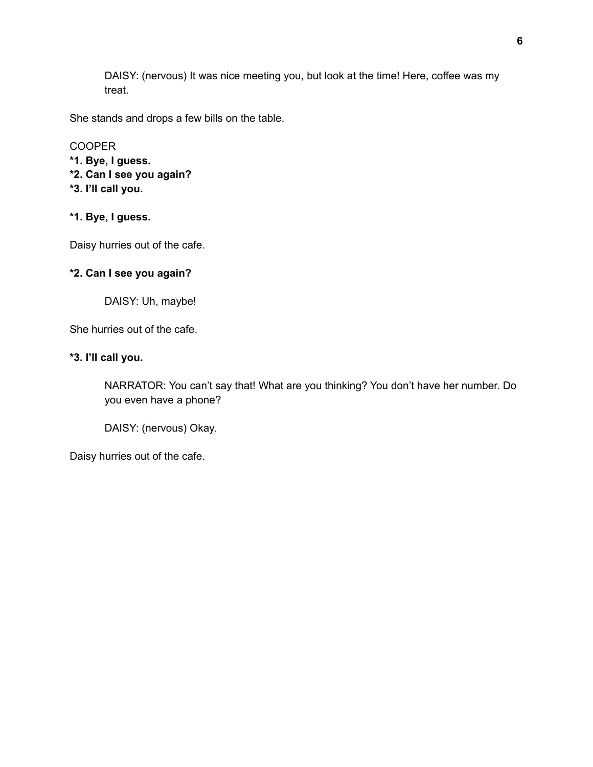DAISY: (nervous) It was nice meeting you, but look at the time! Here, coffee was my treat.

She stands and drops a few bills on the table.

COOPER
**\*1. Bye, I guess.**
**\*2. Can I see you again?**
**\*3. I'll call you.**

**\*1. Bye, I guess.**

Daisy hurries out of the cafe.

**\*2. Can I see you again?**

DAISY: Uh, maybe!

She hurries out of the cafe.

**\*3. I'll call you.**

NARRATOR: You can't say that! What are you thinking? You don't have her number. Do you even have a phone?

DAISY: (nervous) Okay.

Daisy hurries out of the cafe.